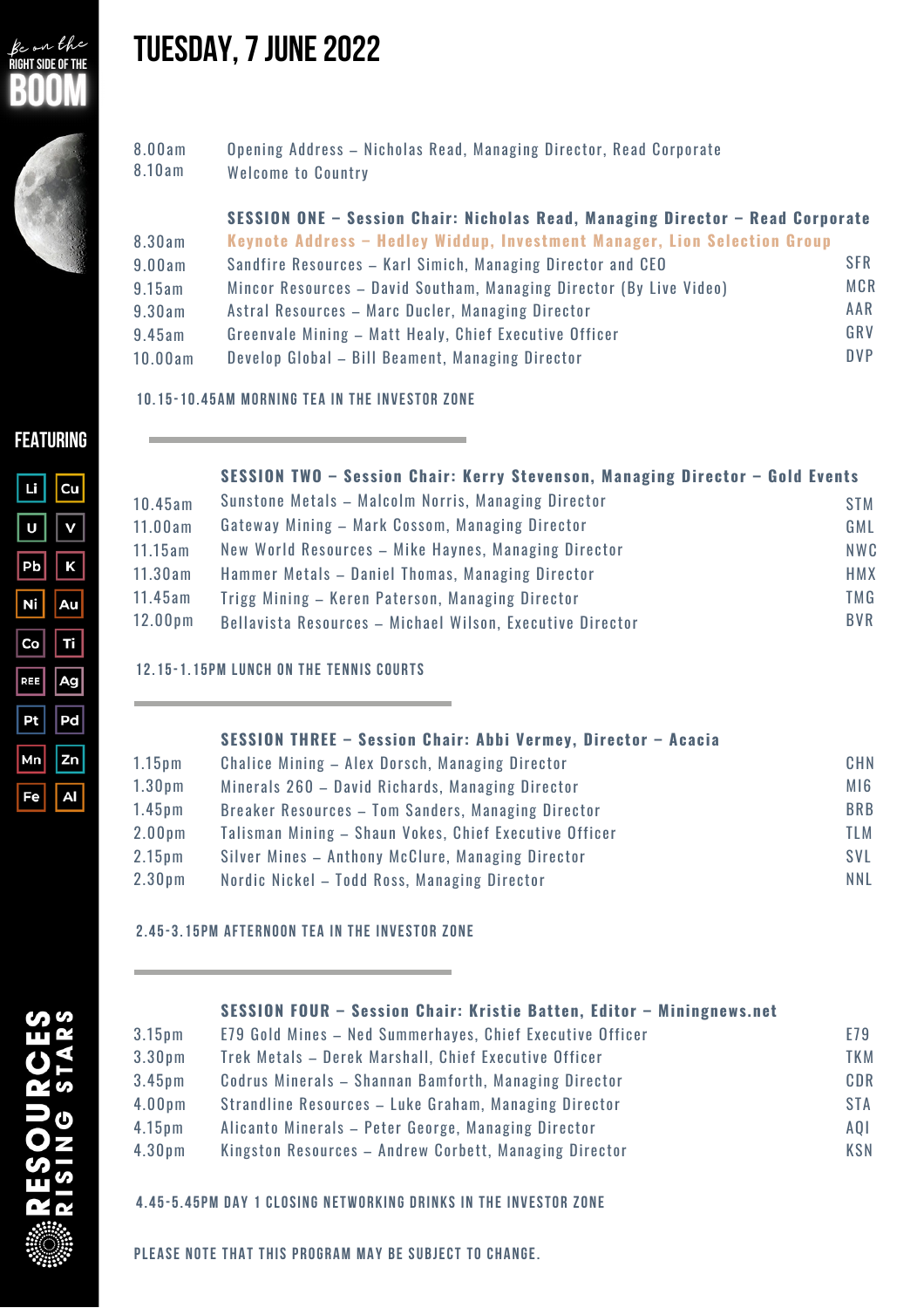Be on the RIGHT SIDE OF THE **BOOM**

# TUESDAY, 7 JUNE 2022

| | | |
|---|---|---|
| 8.00am | Opening Address – Nicholas Read, Managing Director, Read Corporate | |
| 8.10am | Welcome to Country | |

**SESSION ONE – Session Chair: Nicholas Read, Managing Director – Read Corporate**

| | | |
|---|---|---|
| 8.30am | **Keynote Address – Hedley Widdup, Investment Manager, Lion Selection Group** | |
| 9.00am | Sandfire Resources – Karl Simich, Managing Director and CEO | SFR |
| 9.15am | Mincor Resources – David Southam, Managing Director (By Live Video) | MCR |
| 9.30am | Astral Resources – Marc Ducler, Managing Director | AAR |
| 9.45am | Greenvale Mining – Matt Healy, Chief Executive Officer | GRV |
| 10.00am | Develop Global – Bill Beament, Managing Director | DVP |

**10.15-10.45AM MORNING TEA IN THE INVESTOR ZONE**

**SESSION TWO – Session Chair: Kerry Stevenson, Managing Director – Gold Events**

| | | |
|---|---|---|
| 10.45am | Sunstone Metals – Malcolm Norris, Managing Director | STM |
| 11.00am | Gateway Mining – Mark Cossom, Managing Director | GML |
| 11.15am | New World Resources – Mike Haynes, Managing Director | NWC |
| 11.30am | Hammer Metals – Daniel Thomas, Managing Director | HMX |
| 11.45am | Trigg Mining – Keren Paterson, Managing Director | TMG |
| 12.00pm | Bellavista Resources – Michael Wilson, Executive Director | BVR |

**12.15-1.15PM LUNCH ON THE TENNIS COURTS**

**SESSION THREE – Session Chair: Abbi Vermey, Director – Acacia**

| | | |
|---|---|---|
| 1.15pm | Chalice Mining – Alex Dorsch, Managing Director | CHN |
| 1.30pm | Minerals 260 – David Richards, Managing Director | MI6 |
| 1.45pm | Breaker Resources – Tom Sanders, Managing Director | BRB |
| 2.00pm | Talisman Mining – Shaun Vokes, Chief Executive Officer | TLM |
| 2.15pm | Silver Mines – Anthony McClure, Managing Director | SVL |
| 2.30pm | Nordic Nickel – Todd Ross, Managing Director | NNL |

**2.45-3.15PM AFTERNOON TEA IN THE INVESTOR ZONE**

**SESSION FOUR – Session Chair: Kristie Batten, Editor – Miningnews.net**

| | | |
|---|---|---|
| 3.15pm | E79 Gold Mines – Ned Summerhayes, Chief Executive Officer | E79 |
| 3.30pm | Trek Metals – Derek Marshall, Chief Executive Officer | TKM |
| 3.45pm | Codrus Minerals – Shannan Bamforth, Managing Director | CDR |
| 4.00pm | Strandline Resources – Luke Graham, Managing Director | STA |
| 4.15pm | Alicanto Minerals – Peter George, Managing Director | AQI |
| 4.30pm | Kingston Resources – Andrew Corbett, Managing Director | KSN |

**4.45-5.45PM DAY 1 CLOSING NETWORKING DRINKS IN THE INVESTOR ZONE**

PLEASE NOTE THAT THIS PROGRAM MAY BE SUBJECT TO CHANGE.

FEATURING

Li, Cu, U, V, Pb, K, Ni, Au, Co, Ti, REE, Ag, Pt, Pd, Mn, Zn, Fe, Al

RESOURCES RISING STARS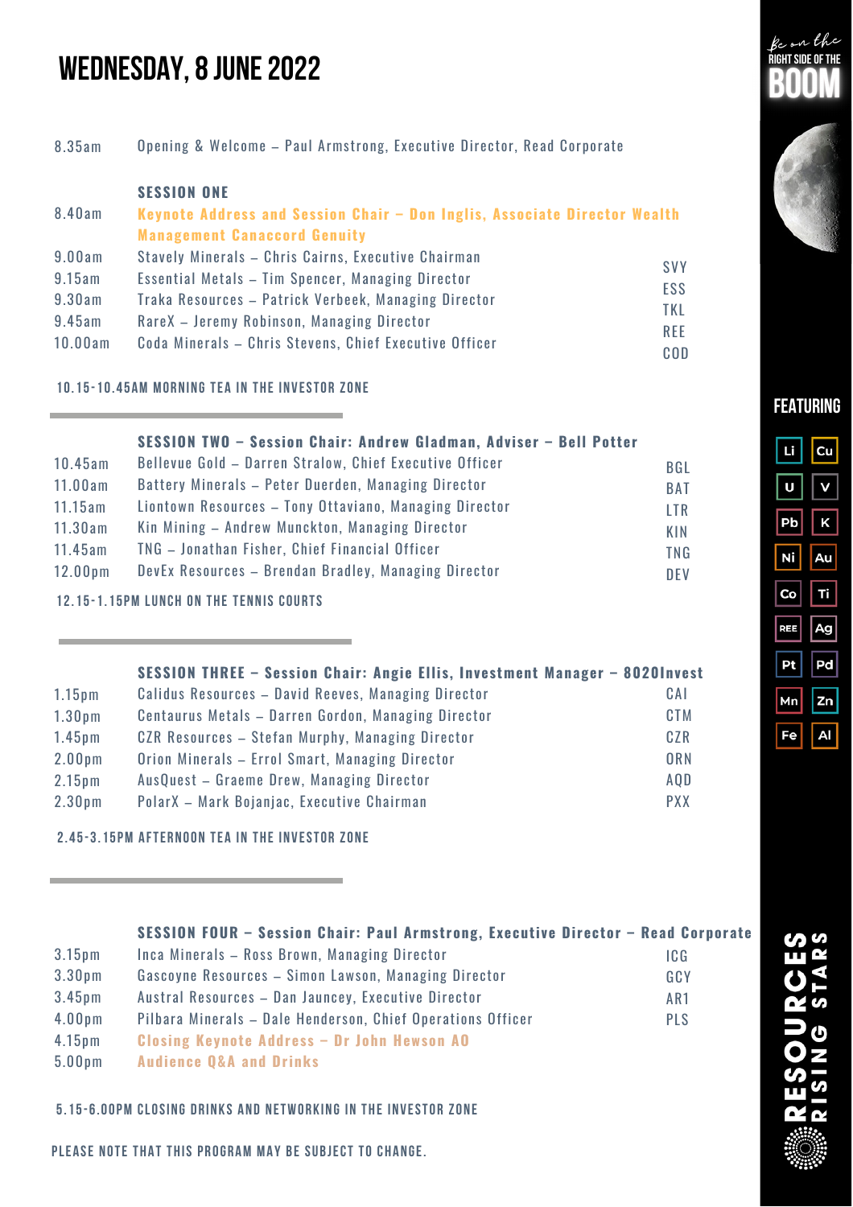# WEDNESDAY, 8 JUNE 2022

| | | |
|---|---|---|
| 8.35am | Opening & Welcome – Paul Armstrong, Executive Director, Read Corporate | |
| | **SESSION ONE** | |
| 8.40am | **Keynote Address and Session Chair – Don Inglis, Associate Director Wealth Management Canaccord Genuity** | |
| 9.00am | Stavely Minerals – Chris Cairns, Executive Chairman | SVY |
| 9.15am | Essential Metals – Tim Spencer, Managing Director | ESS |
| 9.30am | Traka Resources – Patrick Verbeek, Managing Director | TKL |
| 9.45am | RareX – Jeremy Robinson, Managing Director | REE |
| 10.00am | Coda Minerals – Chris Stevens, Chief Executive Officer | COD |

**10.15-10.45AM MORNING TEA IN THE INVESTOR ZONE**

| | | |
|---|---|---|
| | **SESSION TWO – Session Chair: Andrew Gladman, Adviser – Bell Potter** | |
| 10.45am | Bellevue Gold – Darren Stralow, Chief Executive Officer | BGL |
| 11.00am | Battery Minerals – Peter Duerden, Managing Director | BAT |
| 11.15am | Liontown Resources – Tony Ottaviano, Managing Director | LTR |
| 11.30am | Kin Mining – Andrew Munckton, Managing Director | KIN |
| 11.45am | TNG – Jonathan Fisher, Chief Financial Officer | TNG |
| 12.00pm | DevEx Resources – Brendan Bradley, Managing Director | DEV |

**12.15-1.15PM LUNCH ON THE TENNIS COURTS**

| | | |
|---|---|---|
| | **SESSION THREE – Session Chair: Angie Ellis, Investment Manager – 8020Invest** | |
| 1.15pm | Calidus Resources – David Reeves, Managing Director | CAI |
| 1.30pm | Centaurus Metals – Darren Gordon, Managing Director | CTM |
| 1.45pm | CZR Resources – Stefan Murphy, Managing Director | CZR |
| 2.00pm | Orion Minerals – Errol Smart, Managing Director | ORN |
| 2.15pm | AusQuest – Graeme Drew, Managing Director | AQD |
| 2.30pm | PolarX – Mark Bojanjac, Executive Chairman | PXX |

**2.45-3.15PM AFTERNOON TEA IN THE INVESTOR ZONE**

| | | |
|---|---|---|
| | **SESSION FOUR – Session Chair: Paul Armstrong, Executive Director – Read Corporate** | |
| 3.15pm | Inca Minerals – Ross Brown, Managing Director | ICG |
| 3.30pm | Gascoyne Resources – Simon Lawson, Managing Director | GCY |
| 3.45pm | Austral Resources – Dan Jauncey, Executive Director | AR1 |
| 4.00pm | Pilbara Minerals – Dale Henderson, Chief Operations Officer | PLS |
| 4.15pm | **Closing Keynote Address – Dr John Hewson AO** | |
| 5.00pm | **Audience Q&A and Drinks** | |

**5.15-6.00PM CLOSING DRINKS AND NETWORKING IN THE INVESTOR ZONE**

PLEASE NOTE THAT THIS PROGRAM MAY BE SUBJECT TO CHANGE.

Be on the RIGHT SIDE OF THE BOOM

FEATURING

Li Cu U V Pb K Ni Au Co Ti REE Ag Pt Pd Mn Zn Fe Al

RESOURCES RISING STARS